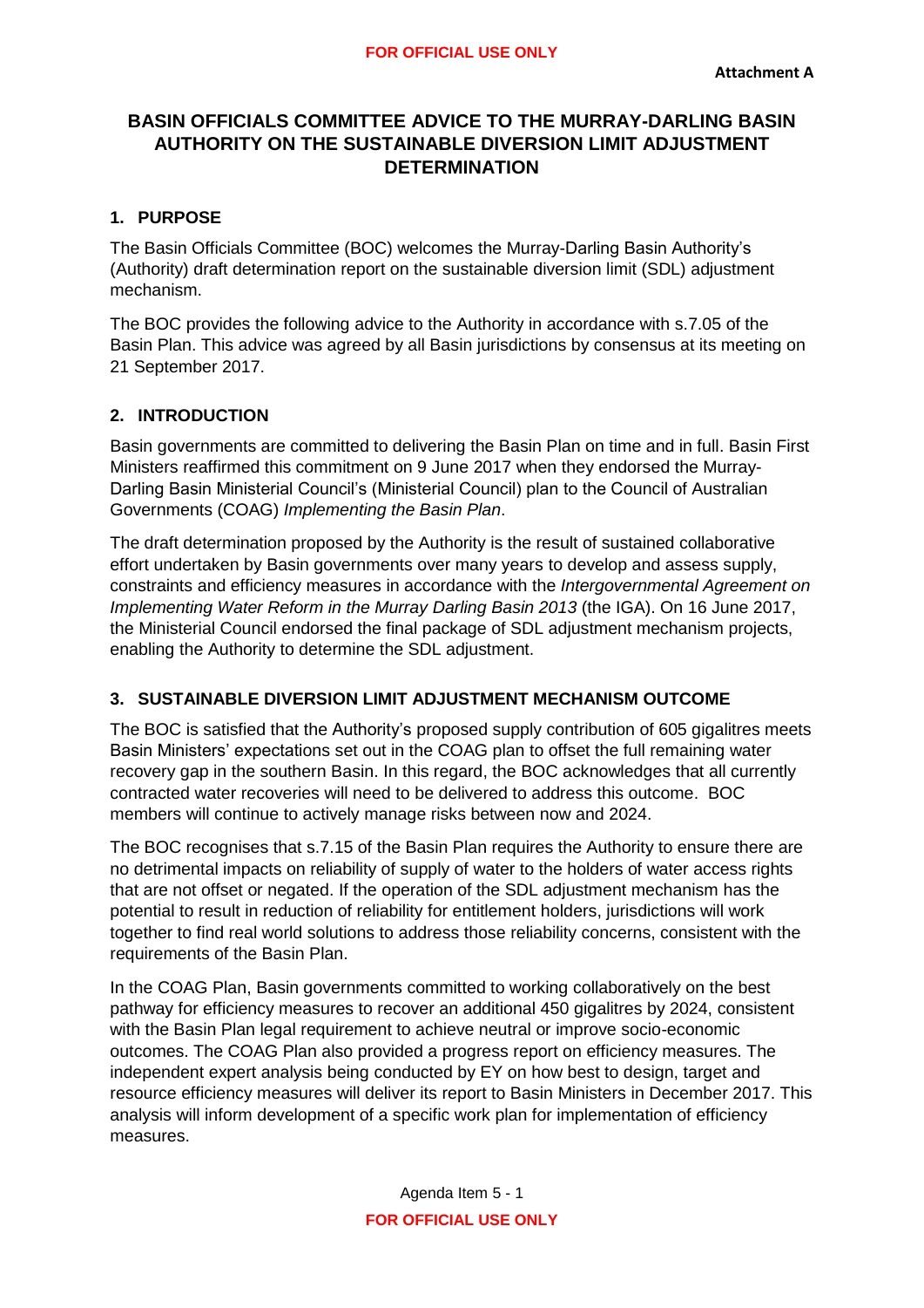**Attachment A**

# BASIN OFFICIALS COMMITTEE ADVICE TO THE MURRAY-DARLING BASIN AUTHORITY ON THE SUSTAINABLE DIVERSION LIMIT ADJUSTMENT DETERMINATION

## 1. PURPOSE

The Basin Officials Committee (BOC) welcomes the Murray-Darling Basin Authority's (Authority) draft determination report on the sustainable diversion limit (SDL) adjustment mechanism.

The BOC provides the following advice to the Authority in accordance with s.7.05 of the Basin Plan. This advice was agreed by all Basin jurisdictions by consensus at its meeting on 21 September 2017.

## 2. INTRODUCTION

Basin governments are committed to delivering the Basin Plan on time and in full. Basin First Ministers reaffirmed this commitment on 9 June 2017 when they endorsed the Murray-Darling Basin Ministerial Council's (Ministerial Council) plan to the Council of Australian Governments (COAG) *Implementing the Basin Plan*.

The draft determination proposed by the Authority is the result of sustained collaborative effort undertaken by Basin governments over many years to develop and assess supply, constraints and efficiency measures in accordance with the *Intergovernmental Agreement on Implementing Water Reform in the Murray Darling Basin 2013* (the IGA). On 16 June 2017, the Ministerial Council endorsed the final package of SDL adjustment mechanism projects, enabling the Authority to determine the SDL adjustment.

## 3. SUSTAINABLE DIVERSION LIMIT ADJUSTMENT MECHANISM OUTCOME

The BOC is satisfied that the Authority's proposed supply contribution of 605 gigalitres meets Basin Ministers' expectations set out in the COAG plan to offset the full remaining water recovery gap in the southern Basin. In this regard, the BOC acknowledges that all currently contracted water recoveries will need to be delivered to address this outcome. BOC members will continue to actively manage risks between now and 2024.

The BOC recognises that s.7.15 of the Basin Plan requires the Authority to ensure there are no detrimental impacts on reliability of supply of water to the holders of water access rights that are not offset or negated. If the operation of the SDL adjustment mechanism has the potential to result in reduction of reliability for entitlement holders, jurisdictions will work together to find real world solutions to address those reliability concerns, consistent with the requirements of the Basin Plan.

In the COAG Plan, Basin governments committed to working collaboratively on the best pathway for efficiency measures to recover an additional 450 gigalitres by 2024, consistent with the Basin Plan legal requirement to achieve neutral or improve socio-economic outcomes. The COAG Plan also provided a progress report on efficiency measures. The independent expert analysis being conducted by EY on how best to design, target and resource efficiency measures will deliver its report to Basin Ministers in December 2017. This analysis will inform development of a specific work plan for implementation of efficiency measures.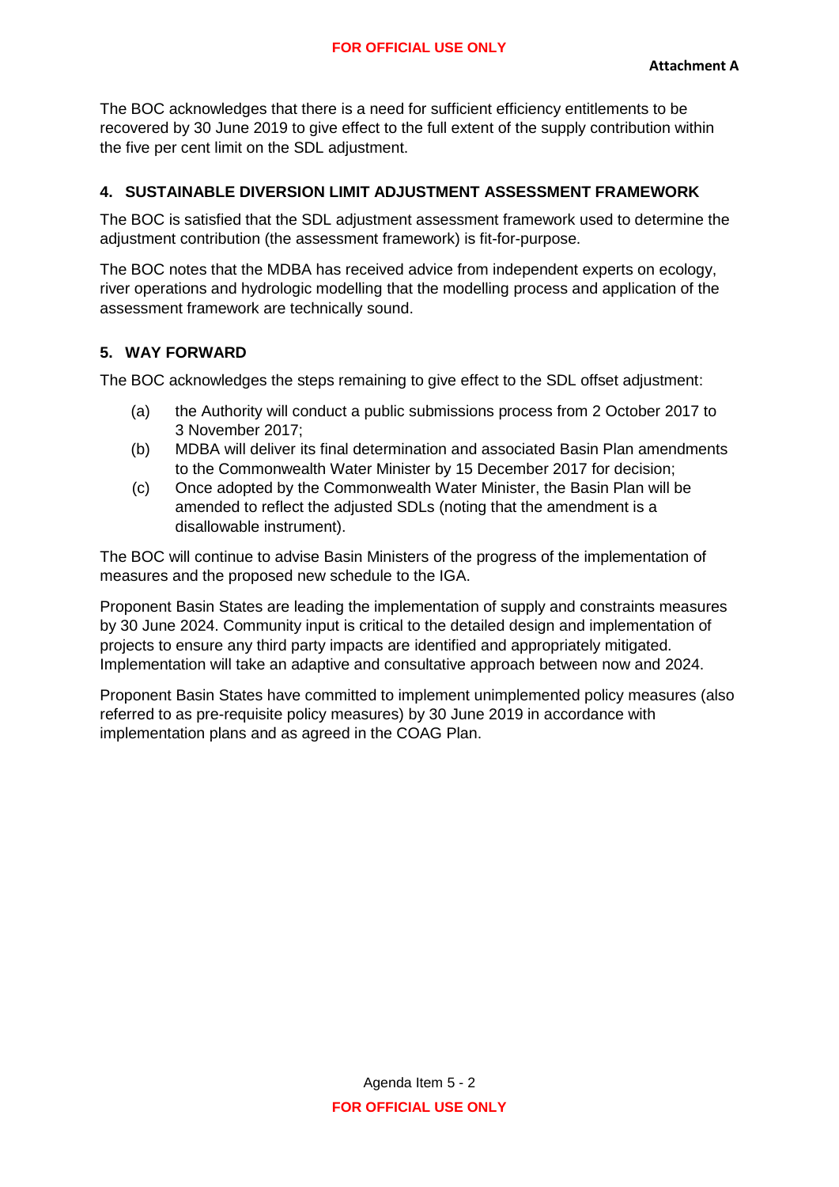The BOC acknowledges that there is a need for sufficient efficiency entitlements to be recovered by 30 June 2019 to give effect to the full extent of the supply contribution within the five per cent limit on the SDL adjustment.

## 4. SUSTAINABLE DIVERSION LIMIT ADJUSTMENT ASSESSMENT FRAMEWORK

The BOC is satisfied that the SDL adjustment assessment framework used to determine the adjustment contribution (the assessment framework) is fit-for-purpose.

The BOC notes that the MDBA has received advice from independent experts on ecology, river operations and hydrologic modelling that the modelling process and application of the assessment framework are technically sound.

## 5. WAY FORWARD

The BOC acknowledges the steps remaining to give effect to the SDL offset adjustment:

(a) the Authority will conduct a public submissions process from 2 October 2017 to 3 November 2017;

(b) MDBA will deliver its final determination and associated Basin Plan amendments to the Commonwealth Water Minister by 15 December 2017 for decision;

(c) Once adopted by the Commonwealth Water Minister, the Basin Plan will be amended to reflect the adjusted SDLs (noting that the amendment is a disallowable instrument).

The BOC will continue to advise Basin Ministers of the progress of the implementation of measures and the proposed new schedule to the IGA.

Proponent Basin States are leading the implementation of supply and constraints measures by 30 June 2024. Community input is critical to the detailed design and implementation of projects to ensure any third party impacts are identified and appropriately mitigated. Implementation will take an adaptive and consultative approach between now and 2024.

Proponent Basin States have committed to implement unimplemented policy measures (also referred to as pre-requisite policy measures) by 30 June 2019 in accordance with implementation plans and as agreed in the COAG Plan.